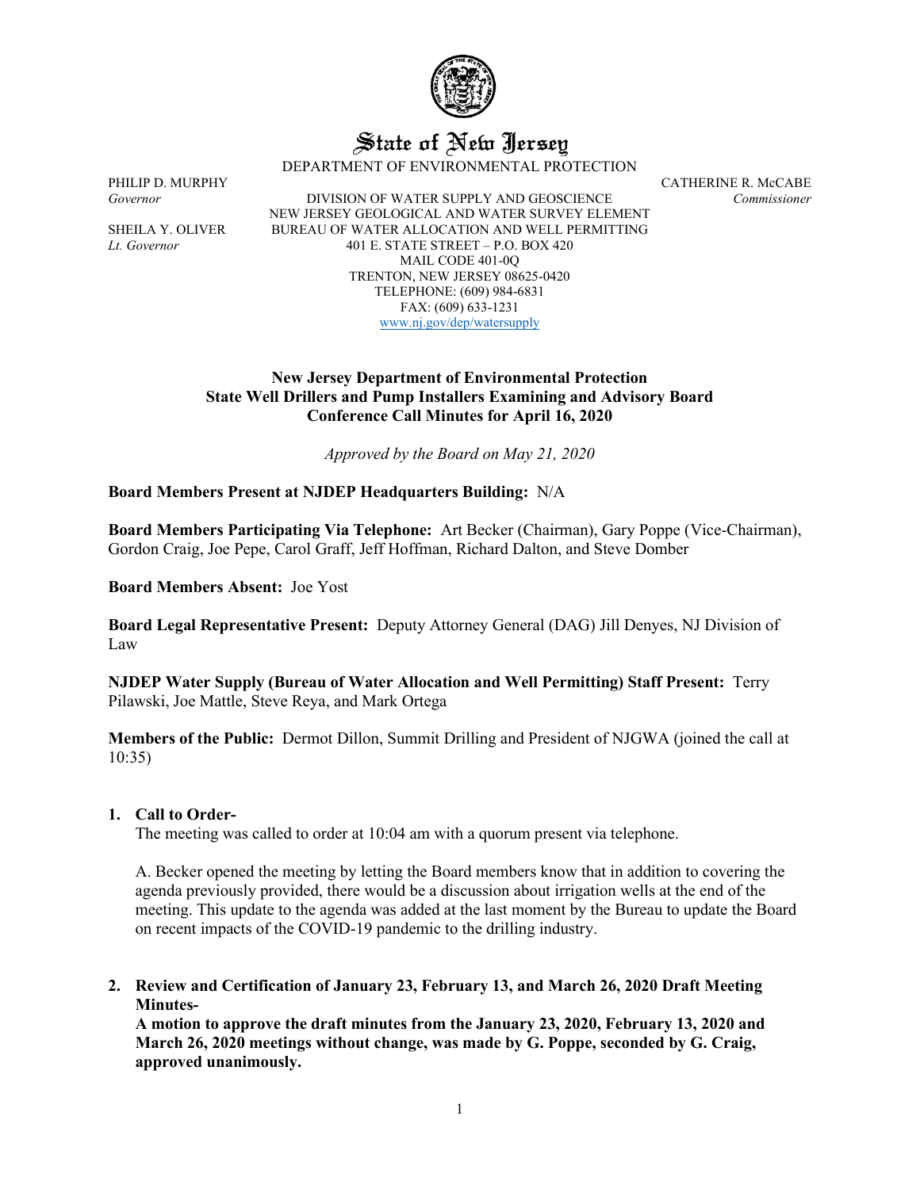# State of New Jersey

DEPARTMENT OF ENVIRONMENTAL PROTECTION

PHILIP D. MURPHY
*Governor*

SHEILA Y. OLIVER
*Lt. Governor*

DIVISION OF WATER SUPPLY AND GEOSCIENCE
NEW JERSEY GEOLOGICAL AND WATER SURVEY ELEMENT
BUREAU OF WATER ALLOCATION AND WELL PERMITTING
401 E. STATE STREET – P.O. BOX 420
MAIL CODE 401-0Q
TRENTON, NEW JERSEY 08625-0420
TELEPHONE: (609) 984-6831
FAX: (609) 633-1231
www.nj.gov/dep/watersupply

CATHERINE R. McCABE
*Commissioner*

**New Jersey Department of Environmental Protection**
**State Well Drillers and Pump Installers Examining and Advisory Board**
**Conference Call Minutes for April 16, 2020**

*Approved by the Board on May 21, 2020*

**Board Members Present at NJDEP Headquarters Building:** N/A

**Board Members Participating Via Telephone:** Art Becker (Chairman), Gary Poppe (Vice-Chairman), Gordon Craig, Joe Pepe, Carol Graff, Jeff Hoffman, Richard Dalton, and Steve Domber

**Board Members Absent:** Joe Yost

**Board Legal Representative Present:** Deputy Attorney General (DAG) Jill Denyes, NJ Division of Law

**NJDEP Water Supply (Bureau of Water Allocation and Well Permitting) Staff Present:** Terry Pilawski, Joe Mattle, Steve Reya, and Mark Ortega

**Members of the Public:** Dermot Dillon, Summit Drilling and President of NJGWA (joined the call at 10:35)

1. **Call to Order-**
   The meeting was called to order at 10:04 am with a quorum present via telephone.

   A. Becker opened the meeting by letting the Board members know that in addition to covering the agenda previously provided, there would be a discussion about irrigation wells at the end of the meeting. This update to the agenda was added at the last moment by the Bureau to update the Board on recent impacts of the COVID-19 pandemic to the drilling industry.

2. **Review and Certification of January 23, February 13, and March 26, 2020 Draft Meeting Minutes-**
   **A motion to approve the draft minutes from the January 23, 2020, February 13, 2020 and March 26, 2020 meetings without change, was made by G. Poppe, seconded by G. Craig, approved unanimously.**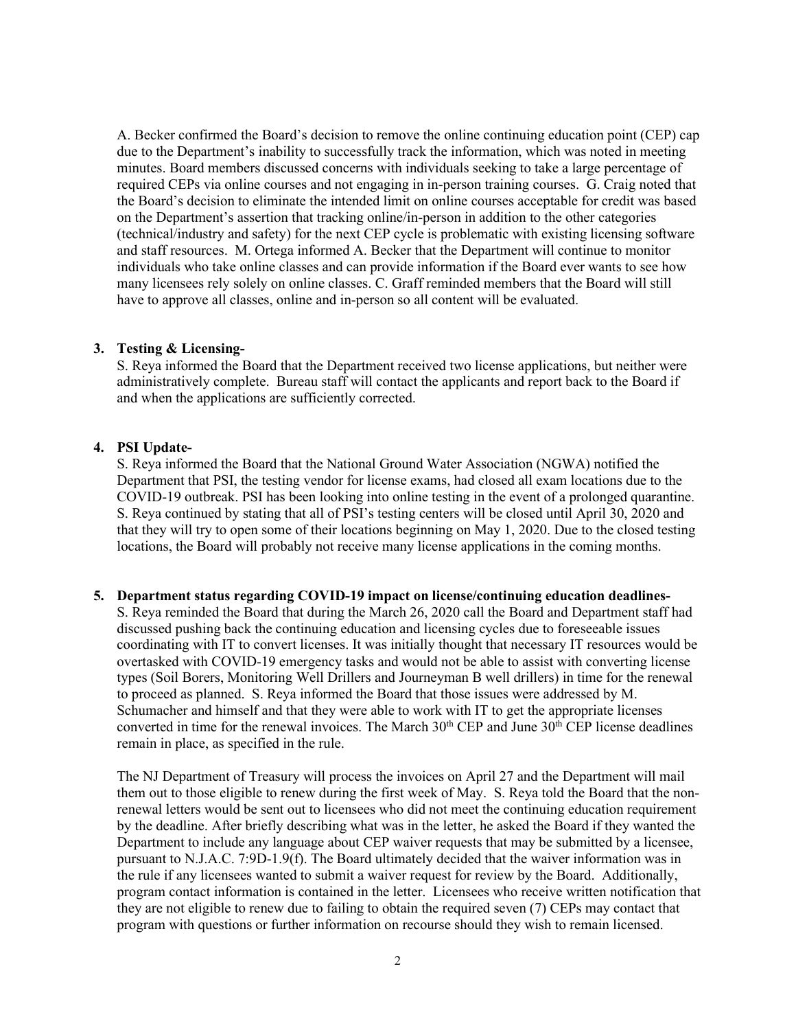A. Becker confirmed the Board's decision to remove the online continuing education point (CEP) cap due to the Department's inability to successfully track the information, which was noted in meeting minutes. Board members discussed concerns with individuals seeking to take a large percentage of required CEPs via online courses and not engaging in in-person training courses. G. Craig noted that the Board's decision to eliminate the intended limit on online courses acceptable for credit was based on the Department's assertion that tracking online/in-person in addition to the other categories (technical/industry and safety) for the next CEP cycle is problematic with existing licensing software and staff resources. M. Ortega informed A. Becker that the Department will continue to monitor individuals who take online classes and can provide information if the Board ever wants to see how many licensees rely solely on online classes. C. Graff reminded members that the Board will still have to approve all classes, online and in-person so all content will be evaluated.

**3. Testing & Licensing-**

S. Reya informed the Board that the Department received two license applications, but neither were administratively complete. Bureau staff will contact the applicants and report back to the Board if and when the applications are sufficiently corrected.

**4. PSI Update-**

S. Reya informed the Board that the National Ground Water Association (NGWA) notified the Department that PSI, the testing vendor for license exams, had closed all exam locations due to the COVID-19 outbreak. PSI has been looking into online testing in the event of a prolonged quarantine. S. Reya continued by stating that all of PSI's testing centers will be closed until April 30, 2020 and that they will try to open some of their locations beginning on May 1, 2020. Due to the closed testing locations, the Board will probably not receive many license applications in the coming months.

**5. Department status regarding COVID-19 impact on license/continuing education deadlines-**

S. Reya reminded the Board that during the March 26, 2020 call the Board and Department staff had discussed pushing back the continuing education and licensing cycles due to foreseeable issues coordinating with IT to convert licenses. It was initially thought that necessary IT resources would be overtasked with COVID-19 emergency tasks and would not be able to assist with converting license types (Soil Borers, Monitoring Well Drillers and Journeyman B well drillers) in time for the renewal to proceed as planned. S. Reya informed the Board that those issues were addressed by M. Schumacher and himself and that they were able to work with IT to get the appropriate licenses converted in time for the renewal invoices. The March 30th CEP and June 30th CEP license deadlines remain in place, as specified in the rule.

The NJ Department of Treasury will process the invoices on April 27 and the Department will mail them out to those eligible to renew during the first week of May. S. Reya told the Board that the non-renewal letters would be sent out to licensees who did not meet the continuing education requirement by the deadline. After briefly describing what was in the letter, he asked the Board if they wanted the Department to include any language about CEP waiver requests that may be submitted by a licensee, pursuant to N.J.A.C. 7:9D-1.9(f). The Board ultimately decided that the waiver information was in the rule if any licensees wanted to submit a waiver request for review by the Board. Additionally, program contact information is contained in the letter. Licensees who receive written notification that they are not eligible to renew due to failing to obtain the required seven (7) CEPs may contact that program with questions or further information on recourse should they wish to remain licensed.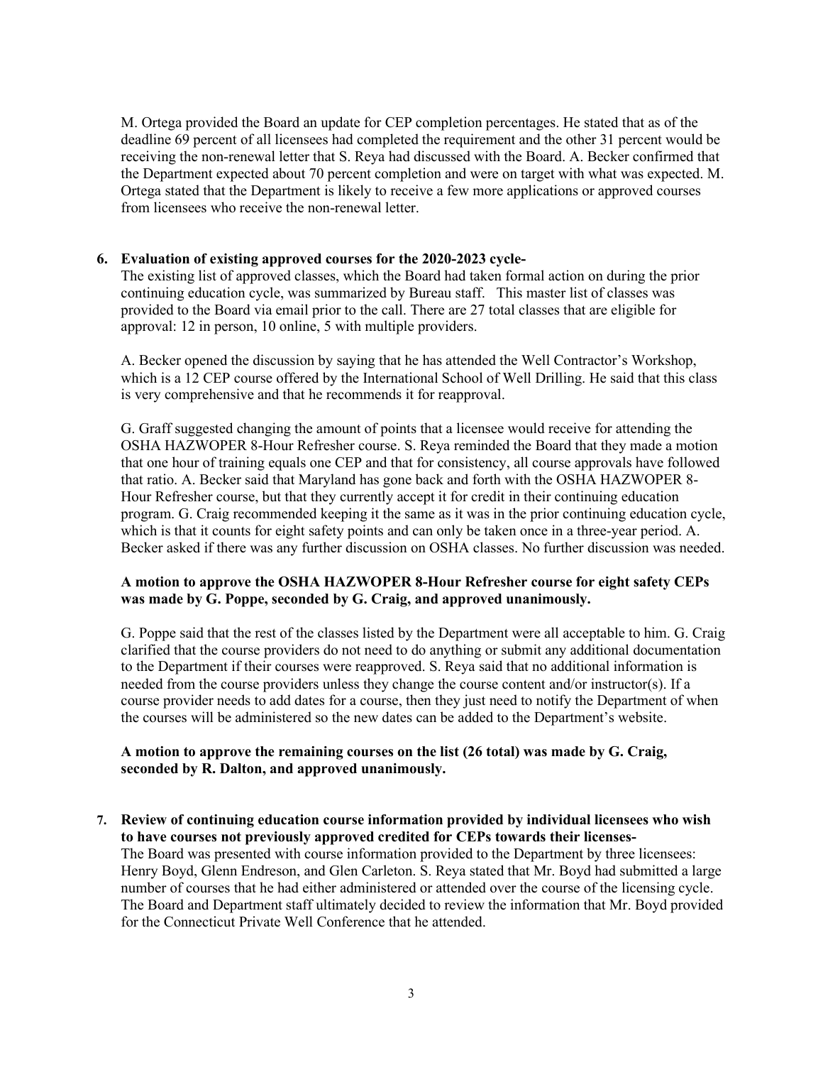M. Ortega provided the Board an update for CEP completion percentages. He stated that as of the deadline 69 percent of all licensees had completed the requirement and the other 31 percent would be receiving the non-renewal letter that S. Reya had discussed with the Board. A. Becker confirmed that the Department expected about 70 percent completion and were on target with what was expected. M. Ortega stated that the Department is likely to receive a few more applications or approved courses from licensees who receive the non-renewal letter.

**6. Evaluation of existing approved courses for the 2020-2023 cycle-**

The existing list of approved classes, which the Board had taken formal action on during the prior continuing education cycle, was summarized by Bureau staff. This master list of classes was provided to the Board via email prior to the call. There are 27 total classes that are eligible for approval: 12 in person, 10 online, 5 with multiple providers.

A. Becker opened the discussion by saying that he has attended the Well Contractor's Workshop, which is a 12 CEP course offered by the International School of Well Drilling. He said that this class is very comprehensive and that he recommends it for reapproval.

G. Graff suggested changing the amount of points that a licensee would receive for attending the OSHA HAZWOPER 8-Hour Refresher course. S. Reya reminded the Board that they made a motion that one hour of training equals one CEP and that for consistency, all course approvals have followed that ratio. A. Becker said that Maryland has gone back and forth with the OSHA HAZWOPER 8-Hour Refresher course, but that they currently accept it for credit in their continuing education program. G. Craig recommended keeping it the same as it was in the prior continuing education cycle, which is that it counts for eight safety points and can only be taken once in a three-year period. A. Becker asked if there was any further discussion on OSHA classes. No further discussion was needed.

**A motion to approve the OSHA HAZWOPER 8-Hour Refresher course for eight safety CEPs was made by G. Poppe, seconded by G. Craig, and approved unanimously.**

G. Poppe said that the rest of the classes listed by the Department were all acceptable to him. G. Craig clarified that the course providers do not need to do anything or submit any additional documentation to the Department if their courses were reapproved. S. Reya said that no additional information is needed from the course providers unless they change the course content and/or instructor(s). If a course provider needs to add dates for a course, then they just need to notify the Department of when the courses will be administered so the new dates can be added to the Department's website.

**A motion to approve the remaining courses on the list (26 total) was made by G. Craig, seconded by R. Dalton, and approved unanimously.**

**7. Review of continuing education course information provided by individual licensees who wish to have courses not previously approved credited for CEPs towards their licenses-**

The Board was presented with course information provided to the Department by three licensees: Henry Boyd, Glenn Endreson, and Glen Carleton. S. Reya stated that Mr. Boyd had submitted a large number of courses that he had either administered or attended over the course of the licensing cycle. The Board and Department staff ultimately decided to review the information that Mr. Boyd provided for the Connecticut Private Well Conference that he attended.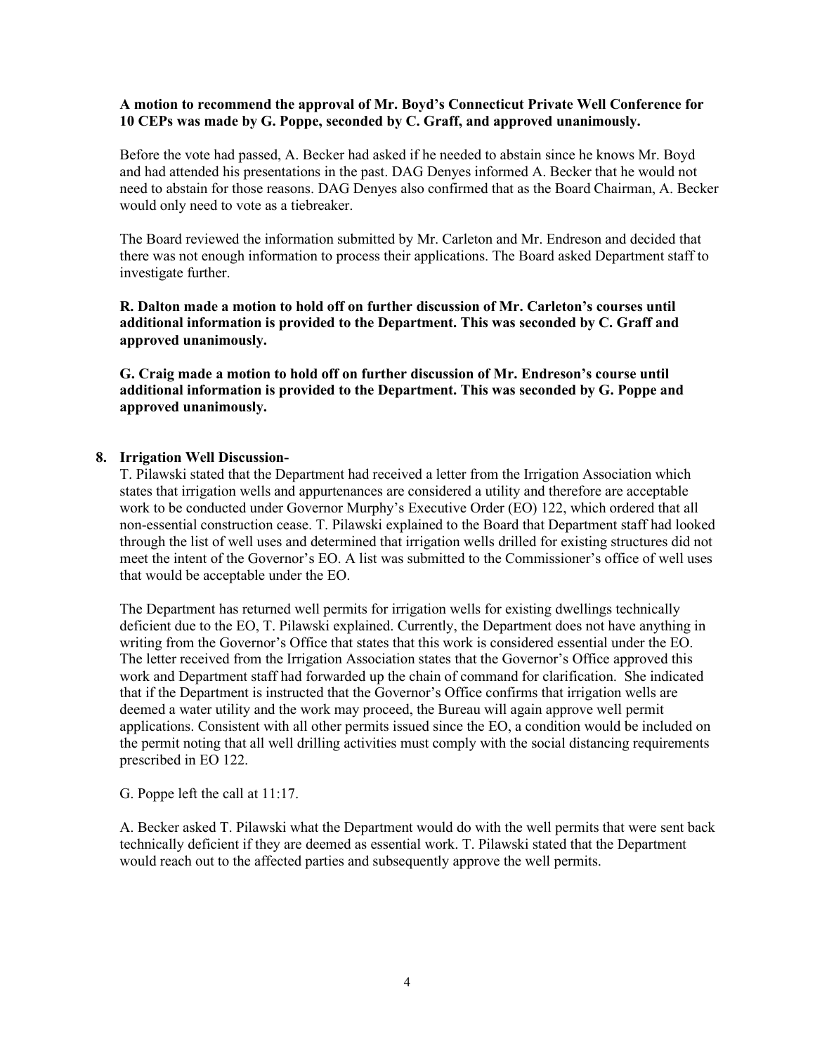**A motion to recommend the approval of Mr. Boyd's Connecticut Private Well Conference for 10 CEPs was made by G. Poppe, seconded by C. Graff, and approved unanimously.**

Before the vote had passed, A. Becker had asked if he needed to abstain since he knows Mr. Boyd and had attended his presentations in the past. DAG Denyes informed A. Becker that he would not need to abstain for those reasons. DAG Denyes also confirmed that as the Board Chairman, A. Becker would only need to vote as a tiebreaker.

The Board reviewed the information submitted by Mr. Carleton and Mr. Endreson and decided that there was not enough information to process their applications. The Board asked Department staff to investigate further.

**R. Dalton made a motion to hold off on further discussion of Mr. Carleton's courses until additional information is provided to the Department. This was seconded by C. Graff and approved unanimously.**

**G. Craig made a motion to hold off on further discussion of Mr. Endreson's course until additional information is provided to the Department. This was seconded by G. Poppe and approved unanimously.**

**8. Irrigation Well Discussion-**

T. Pilawski stated that the Department had received a letter from the Irrigation Association which states that irrigation wells and appurtenances are considered a utility and therefore are acceptable work to be conducted under Governor Murphy's Executive Order (EO) 122, which ordered that all non-essential construction cease. T. Pilawski explained to the Board that Department staff had looked through the list of well uses and determined that irrigation wells drilled for existing structures did not meet the intent of the Governor's EO. A list was submitted to the Commissioner's office of well uses that would be acceptable under the EO.

The Department has returned well permits for irrigation wells for existing dwellings technically deficient due to the EO, T. Pilawski explained. Currently, the Department does not have anything in writing from the Governor's Office that states that this work is considered essential under the EO. The letter received from the Irrigation Association states that the Governor's Office approved this work and Department staff had forwarded up the chain of command for clarification. She indicated that if the Department is instructed that the Governor's Office confirms that irrigation wells are deemed a water utility and the work may proceed, the Bureau will again approve well permit applications. Consistent with all other permits issued since the EO, a condition would be included on the permit noting that all well drilling activities must comply with the social distancing requirements prescribed in EO 122.

G. Poppe left the call at 11:17.

A. Becker asked T. Pilawski what the Department would do with the well permits that were sent back technically deficient if they are deemed as essential work. T. Pilawski stated that the Department would reach out to the affected parties and subsequently approve the well permits.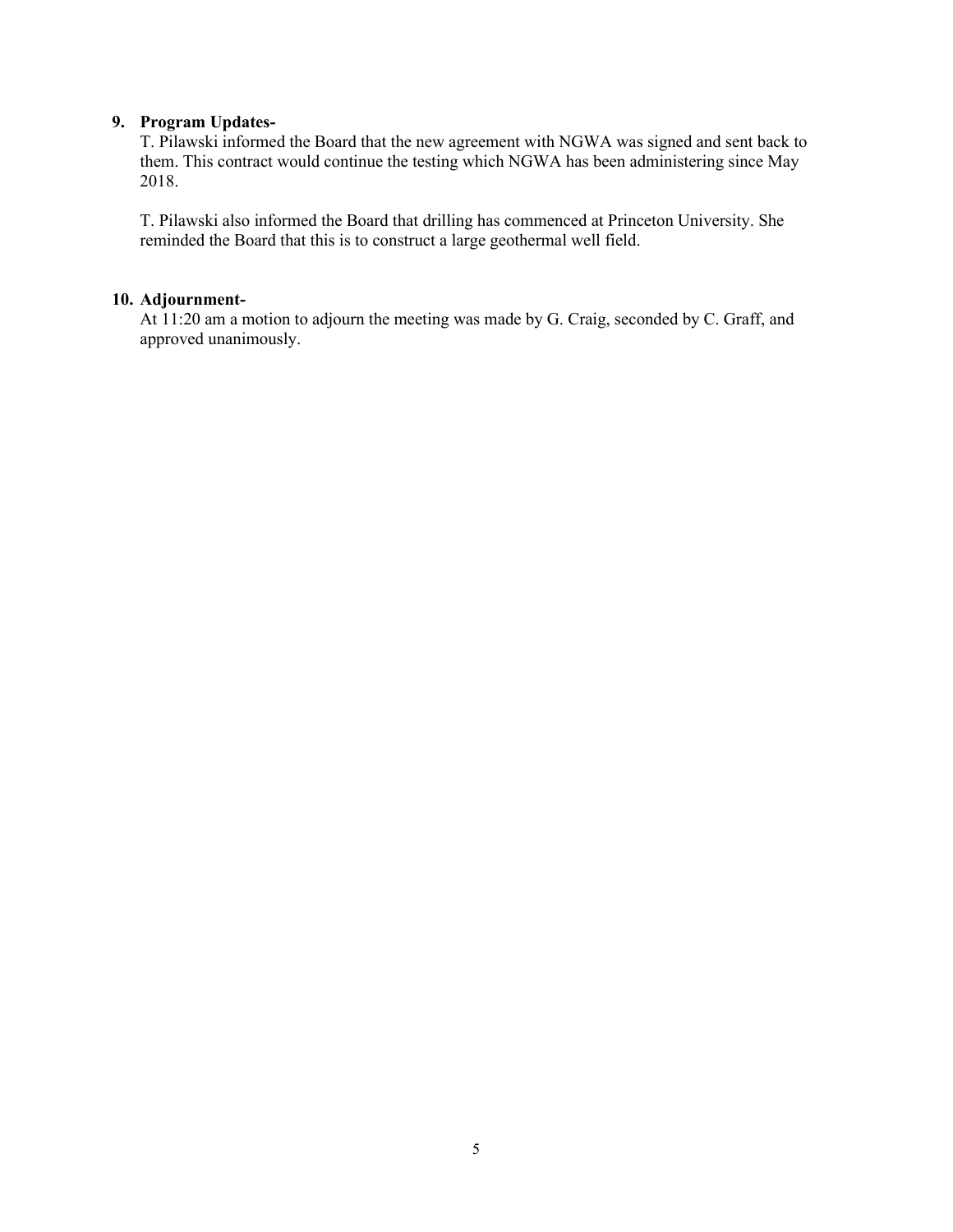**9. Program Updates-**

T. Pilawski informed the Board that the new agreement with NGWA was signed and sent back to them. This contract would continue the testing which NGWA has been administering since May 2018.

T. Pilawski also informed the Board that drilling has commenced at Princeton University. She reminded the Board that this is to construct a large geothermal well field.

**10. Adjournment-**

At 11:20 am a motion to adjourn the meeting was made by G. Craig, seconded by C. Graff, and approved unanimously.